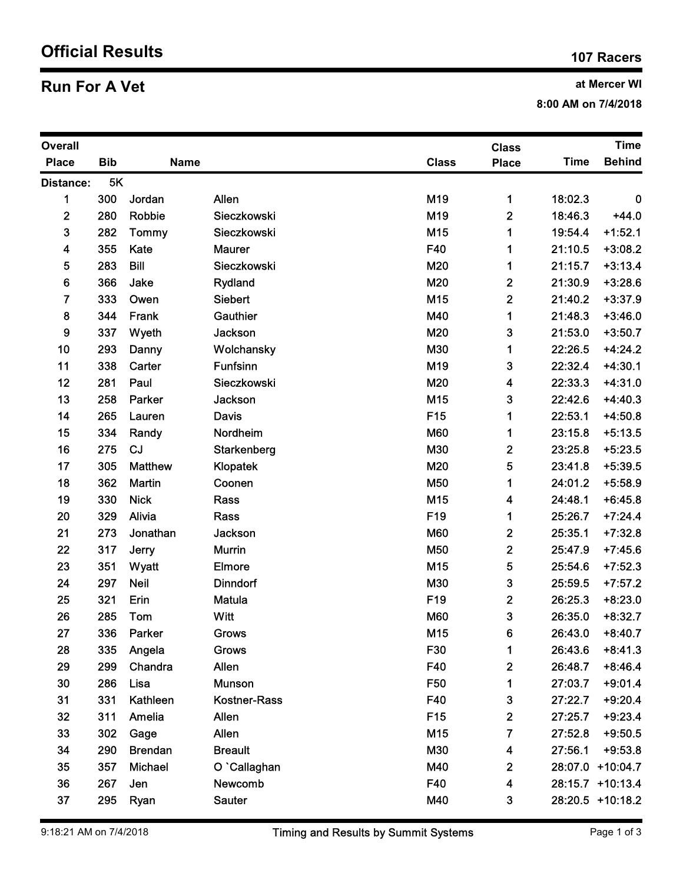# Official Results

**107 Racers**

## Run For A Vet

**at Mercer WI**

**8:00 AM on 7/4/2018**

**Distance: 5K**

| Overall Place | Bib | Name | | Class | Class Place | Time | Time Behind |
|---|---|---|---|---|---|---|---|
| 1 | 300 | Jordan | Allen | M19 | 1 | 18:02.3 | 0 |
| 2 | 280 | Robbie | Sieczkowski | M19 | 2 | 18:46.3 | +44.0 |
| 3 | 282 | Tommy | Sieczkowski | M15 | 1 | 19:54.4 | +1:52.1 |
| 4 | 355 | Kate | Maurer | F40 | 1 | 21:10.5 | +3:08.2 |
| 5 | 283 | Bill | Sieczkowski | M20 | 1 | 21:15.7 | +3:13.4 |
| 6 | 366 | Jake | Rydland | M20 | 2 | 21:30.9 | +3:28.6 |
| 7 | 333 | Owen | Siebert | M15 | 2 | 21:40.2 | +3:37.9 |
| 8 | 344 | Frank | Gauthier | M40 | 1 | 21:48.3 | +3:46.0 |
| 9 | 337 | Wyeth | Jackson | M20 | 3 | 21:53.0 | +3:50.7 |
| 10 | 293 | Danny | Wolchansky | M30 | 1 | 22:26.5 | +4:24.2 |
| 11 | 338 | Carter | Funfsinn | M19 | 3 | 22:32.4 | +4:30.1 |
| 12 | 281 | Paul | Sieczkowski | M20 | 4 | 22:33.3 | +4:31.0 |
| 13 | 258 | Parker | Jackson | M15 | 3 | 22:42.6 | +4:40.3 |
| 14 | 265 | Lauren | Davis | F15 | 1 | 22:53.1 | +4:50.8 |
| 15 | 334 | Randy | Nordheim | M60 | 1 | 23:15.8 | +5:13.5 |
| 16 | 275 | CJ | Starkenberg | M30 | 2 | 23:25.8 | +5:23.5 |
| 17 | 305 | Matthew | Klopatek | M20 | 5 | 23:41.8 | +5:39.5 |
| 18 | 362 | Martin | Coonen | M50 | 1 | 24:01.2 | +5:58.9 |
| 19 | 330 | Nick | Rass | M15 | 4 | 24:48.1 | +6:45.8 |
| 20 | 329 | Alivia | Rass | F19 | 1 | 25:26.7 | +7:24.4 |
| 21 | 273 | Jonathan | Jackson | M60 | 2 | 25:35.1 | +7:32.8 |
| 22 | 317 | Jerry | Murrin | M50 | 2 | 25:47.9 | +7:45.6 |
| 23 | 351 | Wyatt | Elmore | M15 | 5 | 25:54.6 | +7:52.3 |
| 24 | 297 | Neil | Dinndorf | M30 | 3 | 25:59.5 | +7:57.2 |
| 25 | 321 | Erin | Matula | F19 | 2 | 26:25.3 | +8:23.0 |
| 26 | 285 | Tom | Witt | M60 | 3 | 26:35.0 | +8:32.7 |
| 27 | 336 | Parker | Grows | M15 | 6 | 26:43.0 | +8:40.7 |
| 28 | 335 | Angela | Grows | F30 | 1 | 26:43.6 | +8:41.3 |
| 29 | 299 | Chandra | Allen | F40 | 2 | 26:48.7 | +8:46.4 |
| 30 | 286 | Lisa | Munson | F50 | 1 | 27:03.7 | +9:01.4 |
| 31 | 331 | Kathleen | Kostner-Rass | F40 | 3 | 27:22.7 | +9:20.4 |
| 32 | 311 | Amelia | Allen | F15 | 2 | 27:25.7 | +9:23.4 |
| 33 | 302 | Gage | Allen | M15 | 7 | 27:52.8 | +9:50.5 |
| 34 | 290 | Brendan | Breault | M30 | 4 | 27:56.1 | +9:53.8 |
| 35 | 357 | Michael | O `Callaghan | M40 | 2 | 28:07.0 | +10:04.7 |
| 36 | 267 | Jen | Newcomb | F40 | 4 | 28:15.7 | +10:13.4 |
| 37 | 295 | Ryan | Sauter | M40 | 3 | 28:20.5 | +10:18.2 |

9:18:21 AM on 7/4/2018 — Timing and Results by Summit Systems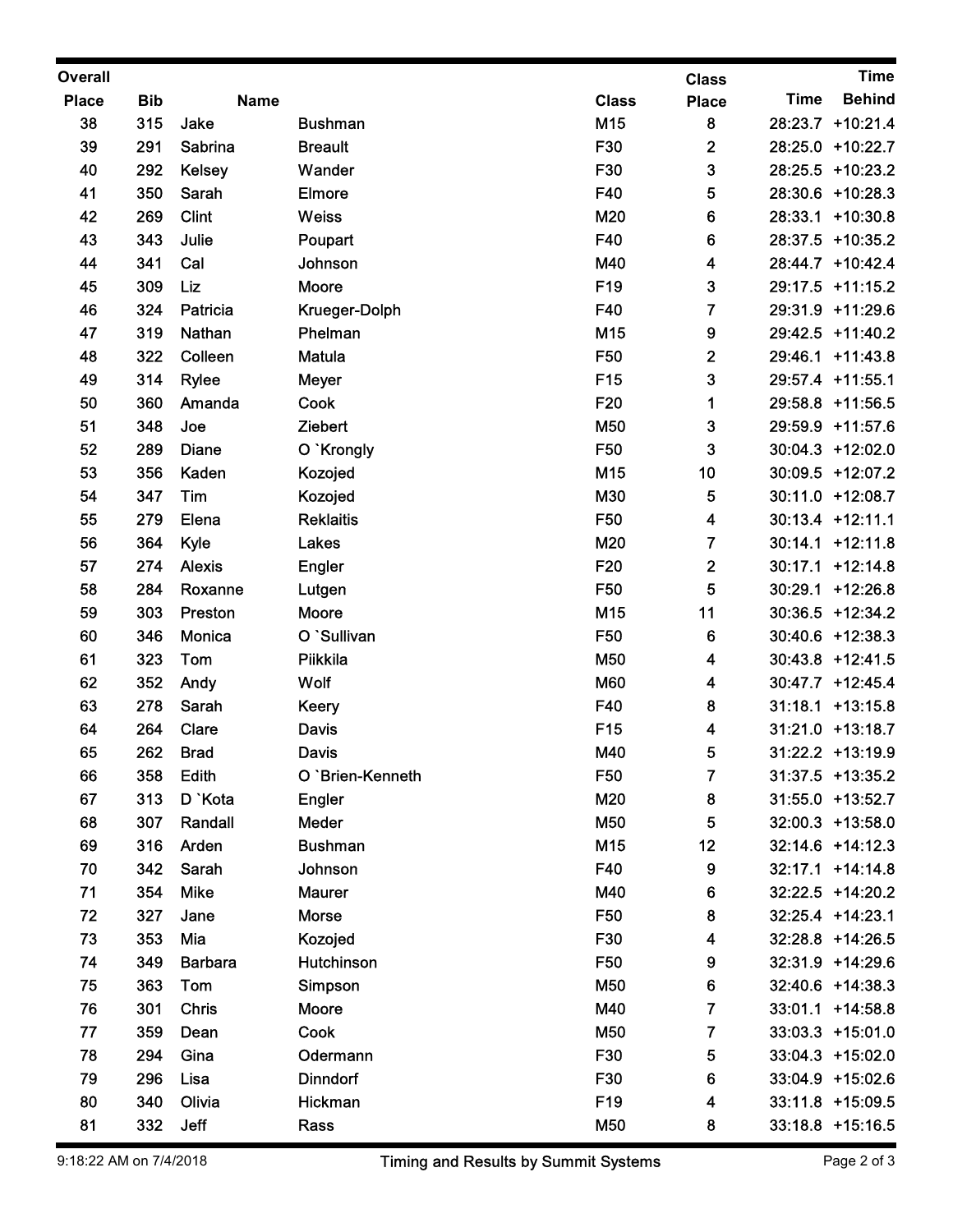| Overall Place | Bib | Name | | Class | Class Place | Time | Time Behind |
|---|---|---|---|---|---|---|---|
| 38 | 315 | Jake | Bushman | M15 | 8 | 28:23.7 | +10:21.4 |
| 39 | 291 | Sabrina | Breault | F30 | 2 | 28:25.0 | +10:22.7 |
| 40 | 292 | Kelsey | Wander | F30 | 3 | 28:25.5 | +10:23.2 |
| 41 | 350 | Sarah | Elmore | F40 | 5 | 28:30.6 | +10:28.3 |
| 42 | 269 | Clint | Weiss | M20 | 6 | 28:33.1 | +10:30.8 |
| 43 | 343 | Julie | Poupart | F40 | 6 | 28:37.5 | +10:35.2 |
| 44 | 341 | Cal | Johnson | M40 | 4 | 28:44.7 | +10:42.4 |
| 45 | 309 | Liz | Moore | F19 | 3 | 29:17.5 | +11:15.2 |
| 46 | 324 | Patricia | Krueger-Dolph | F40 | 7 | 29:31.9 | +11:29.6 |
| 47 | 319 | Nathan | Phelman | M15 | 9 | 29:42.5 | +11:40.2 |
| 48 | 322 | Colleen | Matula | F50 | 2 | 29:46.1 | +11:43.8 |
| 49 | 314 | Rylee | Meyer | F15 | 3 | 29:57.4 | +11:55.1 |
| 50 | 360 | Amanda | Cook | F20 | 1 | 29:58.8 | +11:56.5 |
| 51 | 348 | Joe | Ziebert | M50 | 3 | 29:59.9 | +11:57.6 |
| 52 | 289 | Diane | O `Krongly | F50 | 3 | 30:04.3 | +12:02.0 |
| 53 | 356 | Kaden | Kozojed | M15 | 10 | 30:09.5 | +12:07.2 |
| 54 | 347 | Tim | Kozojed | M30 | 5 | 30:11.0 | +12:08.7 |
| 55 | 279 | Elena | Reklaitis | F50 | 4 | 30:13.4 | +12:11.1 |
| 56 | 364 | Kyle | Lakes | M20 | 7 | 30:14.1 | +12:11.8 |
| 57 | 274 | Alexis | Engler | F20 | 2 | 30:17.1 | +12:14.8 |
| 58 | 284 | Roxanne | Lutgen | F50 | 5 | 30:29.1 | +12:26.8 |
| 59 | 303 | Preston | Moore | M15 | 11 | 30:36.5 | +12:34.2 |
| 60 | 346 | Monica | O `Sullivan | F50 | 6 | 30:40.6 | +12:38.3 |
| 61 | 323 | Tom | Piikkila | M50 | 4 | 30:43.8 | +12:41.5 |
| 62 | 352 | Andy | Wolf | M60 | 4 | 30:47.7 | +12:45.4 |
| 63 | 278 | Sarah | Keery | F40 | 8 | 31:18.1 | +13:15.8 |
| 64 | 264 | Clare | Davis | F15 | 4 | 31:21.0 | +13:18.7 |
| 65 | 262 | Brad | Davis | M40 | 5 | 31:22.2 | +13:19.9 |
| 66 | 358 | Edith | O `Brien-Kenneth | F50 | 7 | 31:37.5 | +13:35.2 |
| 67 | 313 | D `Kota | Engler | M20 | 8 | 31:55.0 | +13:52.7 |
| 68 | 307 | Randall | Meder | M50 | 5 | 32:00.3 | +13:58.0 |
| 69 | 316 | Arden | Bushman | M15 | 12 | 32:14.6 | +14:12.3 |
| 70 | 342 | Sarah | Johnson | F40 | 9 | 32:17.1 | +14:14.8 |
| 71 | 354 | Mike | Maurer | M40 | 6 | 32:22.5 | +14:20.2 |
| 72 | 327 | Jane | Morse | F50 | 8 | 32:25.4 | +14:23.1 |
| 73 | 353 | Mia | Kozojed | F30 | 4 | 32:28.8 | +14:26.5 |
| 74 | 349 | Barbara | Hutchinson | F50 | 9 | 32:31.9 | +14:29.6 |
| 75 | 363 | Tom | Simpson | M50 | 6 | 32:40.6 | +14:38.3 |
| 76 | 301 | Chris | Moore | M40 | 7 | 33:01.1 | +14:58.8 |
| 77 | 359 | Dean | Cook | M50 | 7 | 33:03.3 | +15:01.0 |
| 78 | 294 | Gina | Odermann | F30 | 5 | 33:04.3 | +15:02.0 |
| 79 | 296 | Lisa | Dinndorf | F30 | 6 | 33:04.9 | +15:02.6 |
| 80 | 340 | Olivia | Hickman | F19 | 4 | 33:11.8 | +15:09.5 |
| 81 | 332 | Jeff | Rass | M50 | 8 | 33:18.8 | +15:16.5 |

9:18:22 AM on 7/4/2018 Timing and Results by Summit Systems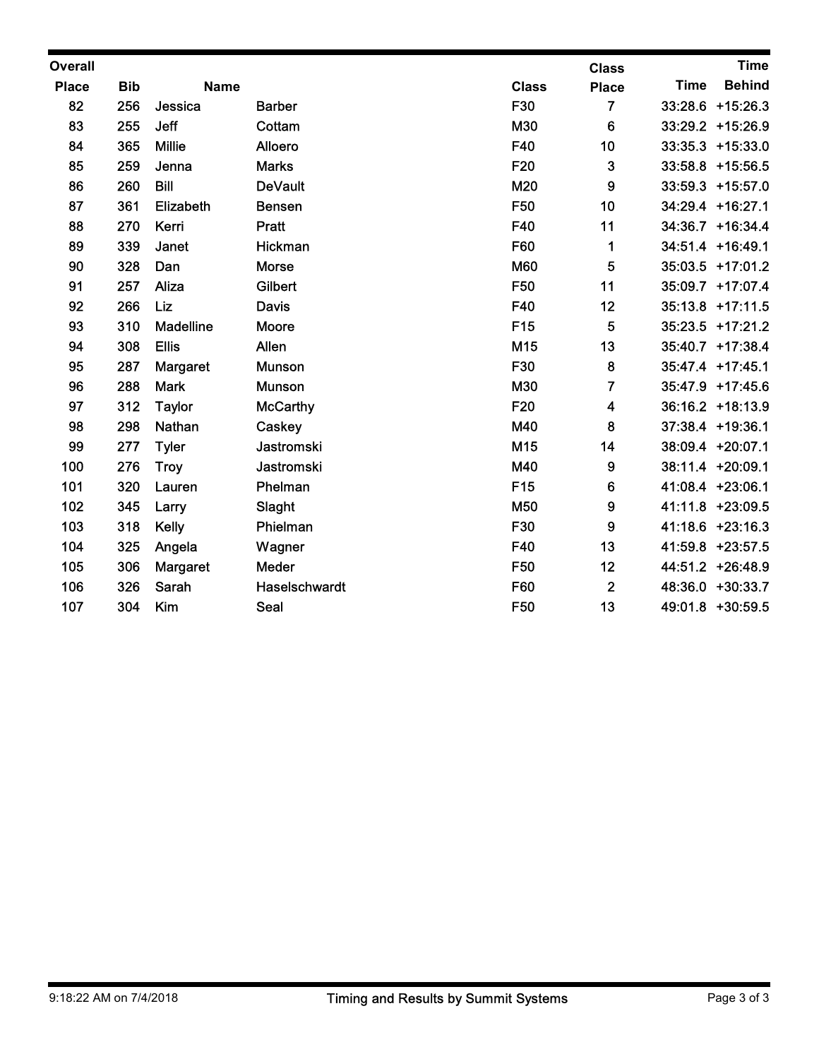| Overall Place | Bib | Name | | Class | Class Place | Time | Time Behind |
|---|---|---|---|---|---|---|---|
| 82 | 256 | Jessica | Barber | F30 | 7 | 33:28.6 | +15:26.3 |
| 83 | 255 | Jeff | Cottam | M30 | 6 | 33:29.2 | +15:26.9 |
| 84 | 365 | Millie | Alloero | F40 | 10 | 33:35.3 | +15:33.0 |
| 85 | 259 | Jenna | Marks | F20 | 3 | 33:58.8 | +15:56.5 |
| 86 | 260 | Bill | DeVault | M20 | 9 | 33:59.3 | +15:57.0 |
| 87 | 361 | Elizabeth | Bensen | F50 | 10 | 34:29.4 | +16:27.1 |
| 88 | 270 | Kerri | Pratt | F40 | 11 | 34:36.7 | +16:34.4 |
| 89 | 339 | Janet | Hickman | F60 | 1 | 34:51.4 | +16:49.1 |
| 90 | 328 | Dan | Morse | M60 | 5 | 35:03.5 | +17:01.2 |
| 91 | 257 | Aliza | Gilbert | F50 | 11 | 35:09.7 | +17:07.4 |
| 92 | 266 | Liz | Davis | F40 | 12 | 35:13.8 | +17:11.5 |
| 93 | 310 | Madelline | Moore | F15 | 5 | 35:23.5 | +17:21.2 |
| 94 | 308 | Ellis | Allen | M15 | 13 | 35:40.7 | +17:38.4 |
| 95 | 287 | Margaret | Munson | F30 | 8 | 35:47.4 | +17:45.1 |
| 96 | 288 | Mark | Munson | M30 | 7 | 35:47.9 | +17:45.6 |
| 97 | 312 | Taylor | McCarthy | F20 | 4 | 36:16.2 | +18:13.9 |
| 98 | 298 | Nathan | Caskey | M40 | 8 | 37:38.4 | +19:36.1 |
| 99 | 277 | Tyler | Jastromski | M15 | 14 | 38:09.4 | +20:07.1 |
| 100 | 276 | Troy | Jastromski | M40 | 9 | 38:11.4 | +20:09.1 |
| 101 | 320 | Lauren | Phelman | F15 | 6 | 41:08.4 | +23:06.1 |
| 102 | 345 | Larry | Slaght | M50 | 9 | 41:11.8 | +23:09.5 |
| 103 | 318 | Kelly | Phielman | F30 | 9 | 41:18.6 | +23:16.3 |
| 104 | 325 | Angela | Wagner | F40 | 13 | 41:59.8 | +23:57.5 |
| 105 | 306 | Margaret | Meder | F50 | 12 | 44:51.2 | +26:48.9 |
| 106 | 326 | Sarah | Haselschwardt | F60 | 2 | 48:36.0 | +30:33.7 |
| 107 | 304 | Kim | Seal | F50 | 13 | 49:01.8 | +30:59.5 |

9:18:22 AM on 7/4/2018 Timing and Results by Summit Systems